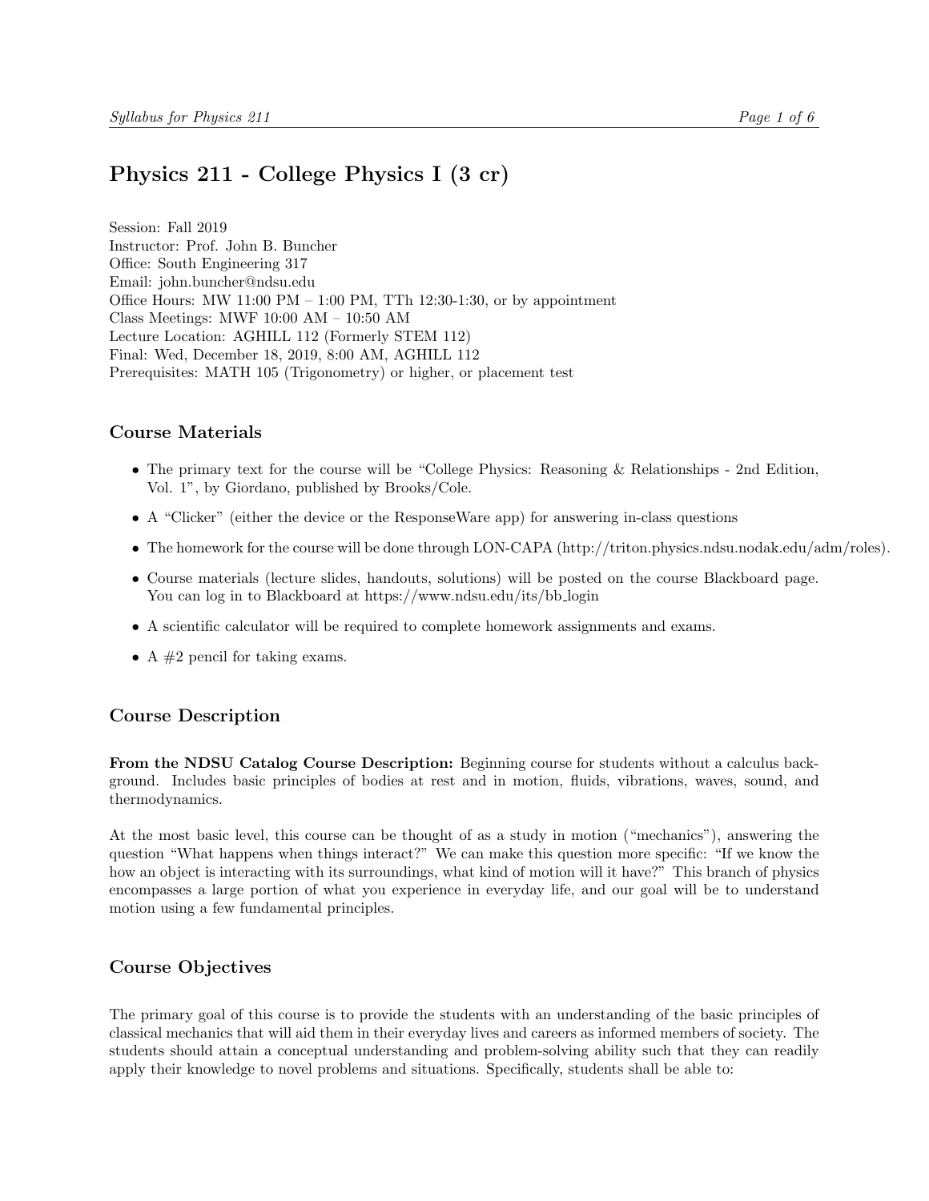# Physics 211 - College Physics I (3 cr)

Session: Fall 2019
Instructor: Prof. John B. Buncher
Office: South Engineering 317
Email: john.buncher@ndsu.edu
Office Hours: MW 11:00 PM – 1:00 PM, TTh 12:30-1:30, or by appointment
Class Meetings: MWF 10:00 AM – 10:50 AM
Lecture Location: AGHILL 112 (Formerly STEM 112)
Final: Wed, December 18, 2019, 8:00 AM, AGHILL 112
Prerequisites: MATH 105 (Trigonometry) or higher, or placement test

## Course Materials

- The primary text for the course will be "College Physics: Reasoning & Relationships - 2nd Edition, Vol. 1", by Giordano, published by Brooks/Cole.
- A "Clicker" (either the device or the ResponseWare app) for answering in-class questions
- The homework for the course will be done through LON-CAPA (http://triton.physics.ndsu.nodak.edu/adm/roles).
- Course materials (lecture slides, handouts, solutions) will be posted on the course Blackboard page. You can log in to Blackboard at https://www.ndsu.edu/its/bb_login
- A scientific calculator will be required to complete homework assignments and exams.
- A #2 pencil for taking exams.

## Course Description

**From the NDSU Catalog Course Description:** Beginning course for students without a calculus background. Includes basic principles of bodies at rest and in motion, fluids, vibrations, waves, sound, and thermodynamics.

At the most basic level, this course can be thought of as a study in motion ("mechanics"), answering the question "What happens when things interact?" We can make this question more specific: "If we know the how an object is interacting with its surroundings, what kind of motion will it have?" This branch of physics encompasses a large portion of what you experience in everyday life, and our goal will be to understand motion using a few fundamental principles.

## Course Objectives

The primary goal of this course is to provide the students with an understanding of the basic principles of classical mechanics that will aid them in their everyday lives and careers as informed members of society. The students should attain a conceptual understanding and problem-solving ability such that they can readily apply their knowledge to novel problems and situations. Specifically, students shall be able to: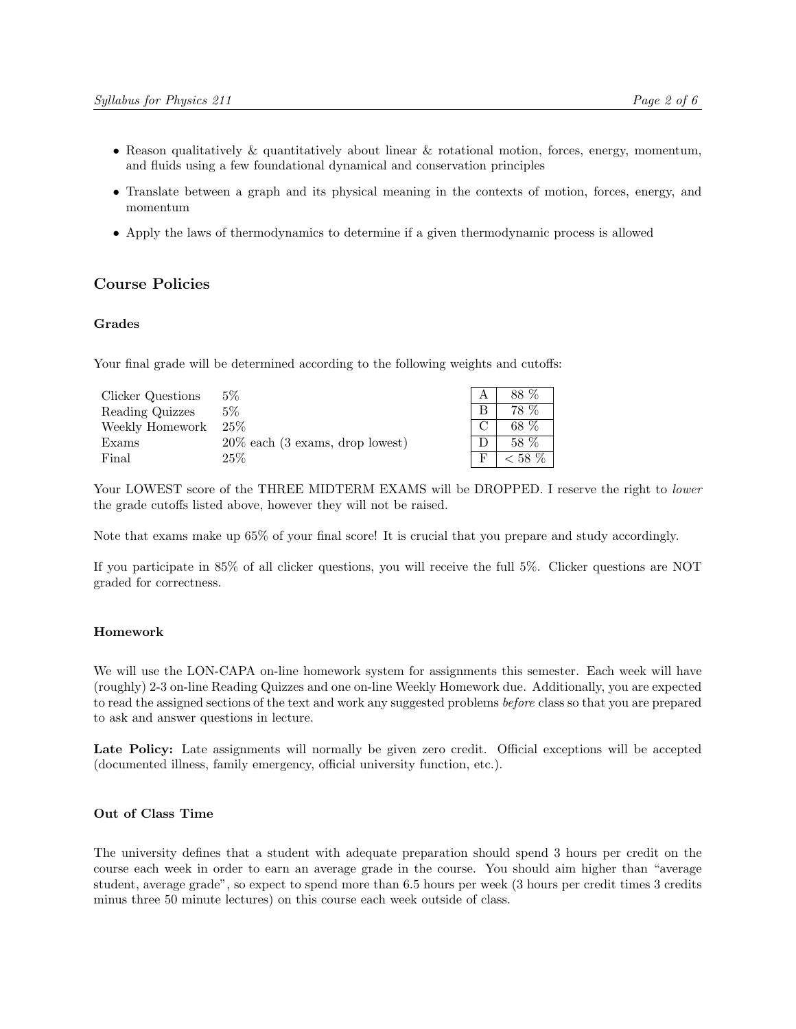- Reason qualitatively & quantitatively about linear & rotational motion, forces, energy, momentum, and fluids using a few foundational dynamical and conservation principles
- Translate between a graph and its physical meaning in the contexts of motion, forces, energy, and momentum
- Apply the laws of thermodynamics to determine if a given thermodynamic process is allowed

## Course Policies

### Grades

Your final grade will be determined according to the following weights and cutoffs:

| | |
|---|---|
| Clicker Questions | 5% |
| Reading Quizzes | 5% |
| Weekly Homework | 25% |
| Exams | 20% each (3 exams, drop lowest) |
| Final | 25% |

| | |
|---|---|
| A | 88 % |
| B | 78 % |
| C | 68 % |
| D | 58 % |
| F | < 58 % |

Your LOWEST score of the THREE MIDTERM EXAMS will be DROPPED. I reserve the right to *lower* the grade cutoffs listed above, however they will not be raised.

Note that exams make up 65% of your final score! It is crucial that you prepare and study accordingly.

If you participate in 85% of all clicker questions, you will receive the full 5%. Clicker questions are NOT graded for correctness.

### Homework

We will use the LON-CAPA on-line homework system for assignments this semester. Each week will have (roughly) 2-3 on-line Reading Quizzes and one on-line Weekly Homework due. Additionally, you are expected to read the assigned sections of the text and work any suggested problems *before* class so that you are prepared to ask and answer questions in lecture.

**Late Policy:** Late assignments will normally be given zero credit. Official exceptions will be accepted (documented illness, family emergency, official university function, etc.).

### Out of Class Time

The university defines that a student with adequate preparation should spend 3 hours per credit on the course each week in order to earn an average grade in the course. You should aim higher than "average student, average grade", so expect to spend more than 6.5 hours per week (3 hours per credit times 3 credits minus three 50 minute lectures) on this course each week outside of class.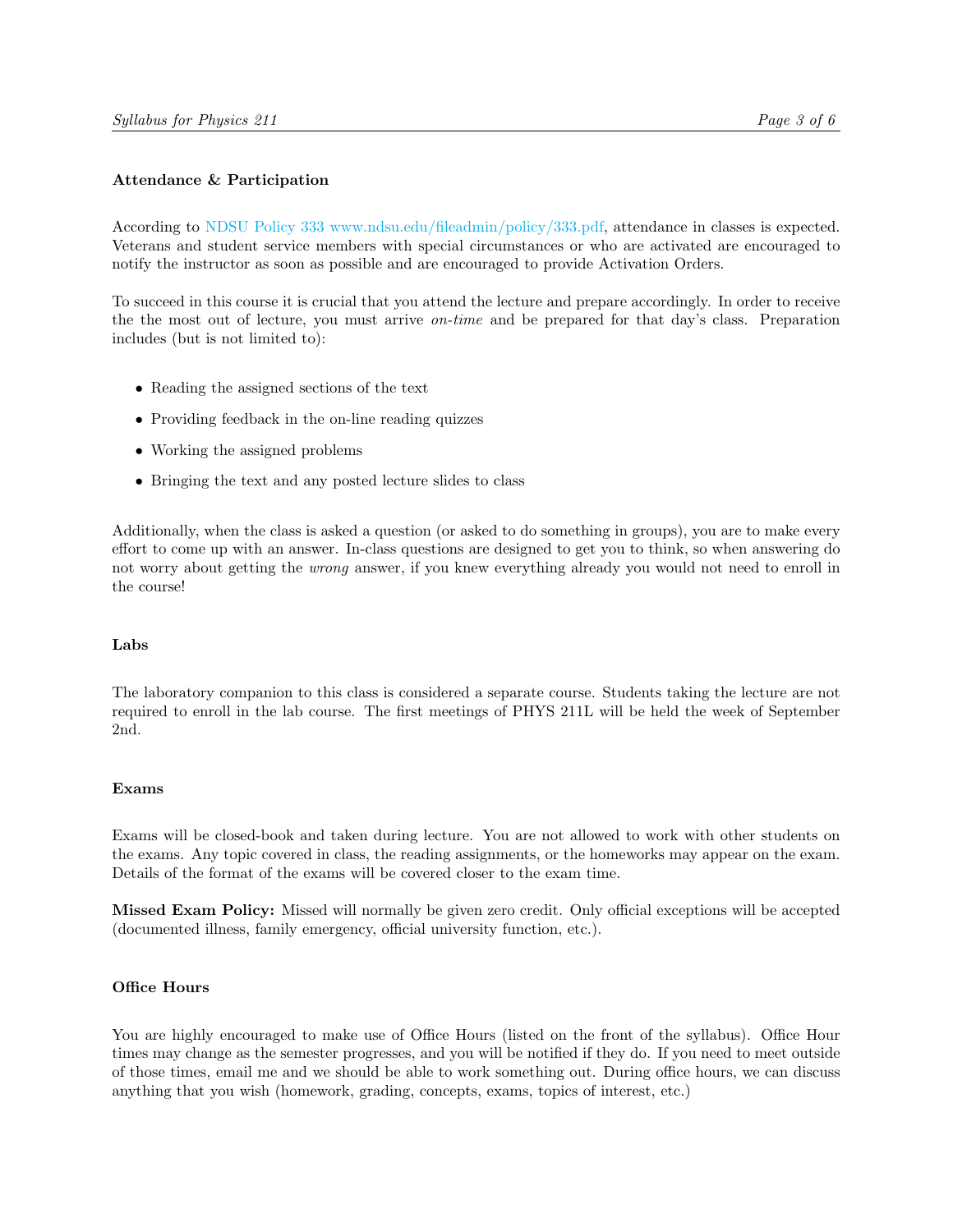### Attendance & Participation

According to NDSU Policy 333 www.ndsu.edu/fileadmin/policy/333.pdf, attendance in classes is expected. Veterans and student service members with special circumstances or who are activated are encouraged to notify the instructor as soon as possible and are encouraged to provide Activation Orders.

To succeed in this course it is crucial that you attend the lecture and prepare accordingly. In order to receive the the most out of lecture, you must arrive *on-time* and be prepared for that day's class. Preparation includes (but is not limited to):

- Reading the assigned sections of the text
- Providing feedback in the on-line reading quizzes
- Working the assigned problems
- Bringing the text and any posted lecture slides to class

Additionally, when the class is asked a question (or asked to do something in groups), you are to make every effort to come up with an answer. In-class questions are designed to get you to think, so when answering do not worry about getting the *wrong* answer, if you knew everything already you would not need to enroll in the course!

### Labs

The laboratory companion to this class is considered a separate course. Students taking the lecture are not required to enroll in the lab course. The first meetings of PHYS 211L will be held the week of September 2nd.

### Exams

Exams will be closed-book and taken during lecture. You are not allowed to work with other students on the exams. Any topic covered in class, the reading assignments, or the homeworks may appear on the exam. Details of the format of the exams will be covered closer to the exam time.

**Missed Exam Policy:** Missed will normally be given zero credit. Only official exceptions will be accepted (documented illness, family emergency, official university function, etc.).

### Office Hours

You are highly encouraged to make use of Office Hours (listed on the front of the syllabus). Office Hour times may change as the semester progresses, and you will be notified if they do. If you need to meet outside of those times, email me and we should be able to work something out. During office hours, we can discuss anything that you wish (homework, grading, concepts, exams, topics of interest, etc.)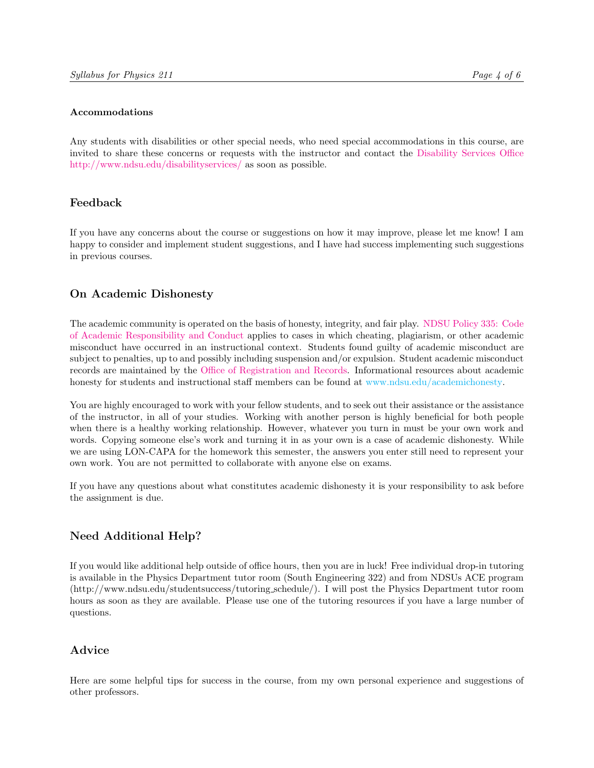#### Accommodations

Any students with disabilities or other special needs, who need special accommodations in this course, are invited to share these concerns or requests with the instructor and contact the Disability Services Office http://www.ndsu.edu/disabilityservices/ as soon as possible.

### Feedback

If you have any concerns about the course or suggestions on how it may improve, please let me know! I am happy to consider and implement student suggestions, and I have had success implementing such suggestions in previous courses.

### On Academic Dishonesty

The academic community is operated on the basis of honesty, integrity, and fair play. NDSU Policy 335: Code of Academic Responsibility and Conduct applies to cases in which cheating, plagiarism, or other academic misconduct have occurred in an instructional context. Students found guilty of academic misconduct are subject to penalties, up to and possibly including suspension and/or expulsion. Student academic misconduct records are maintained by the Office of Registration and Records. Informational resources about academic honesty for students and instructional staff members can be found at www.ndsu.edu/academichonesty.

You are highly encouraged to work with your fellow students, and to seek out their assistance or the assistance of the instructor, in all of your studies. Working with another person is highly beneficial for both people when there is a healthy working relationship. However, whatever you turn in must be your own work and words. Copying someone else's work and turning it in as your own is a case of academic dishonesty. While we are using LON-CAPA for the homework this semester, the answers you enter still need to represent your own work. You are not permitted to collaborate with anyone else on exams.

If you have any questions about what constitutes academic dishonesty it is your responsibility to ask before the assignment is due.

### Need Additional Help?

If you would like additional help outside of office hours, then you are in luck! Free individual drop-in tutoring is available in the Physics Department tutor room (South Engineering 322) and from NDSUs ACE program (http://www.ndsu.edu/studentsuccess/tutoring_schedule/). I will post the Physics Department tutor room hours as soon as they are available. Please use one of the tutoring resources if you have a large number of questions.

### Advice

Here are some helpful tips for success in the course, from my own personal experience and suggestions of other professors.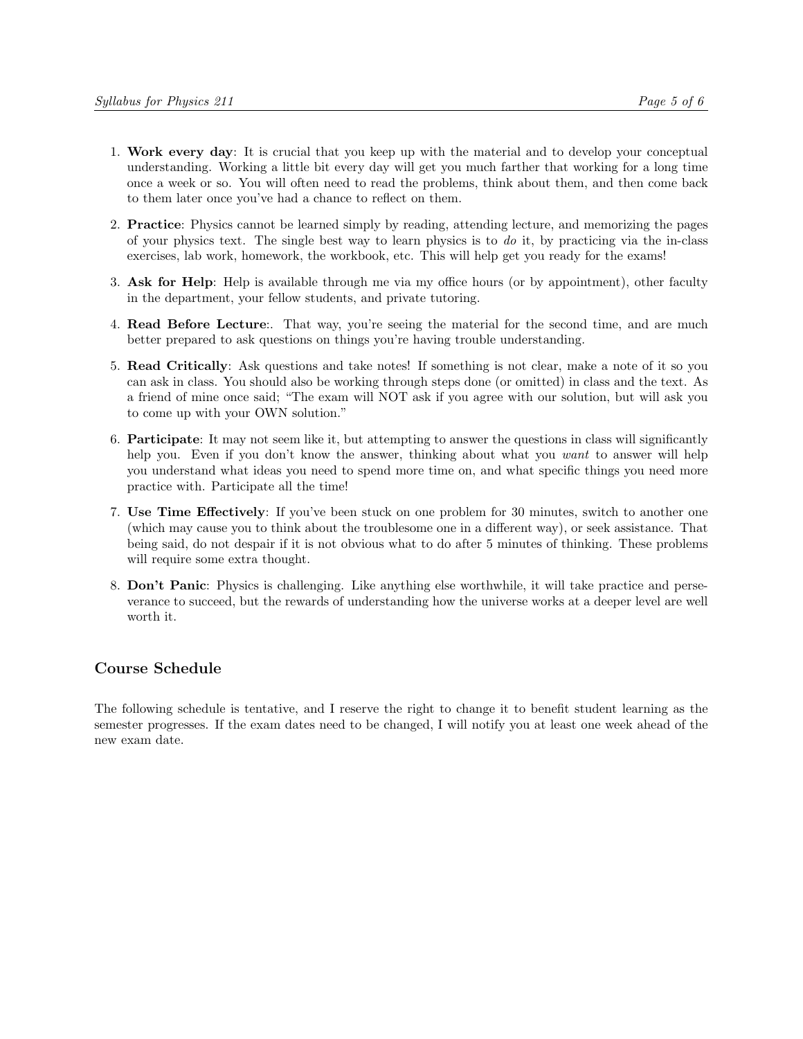1. **Work every day**: It is crucial that you keep up with the material and to develop your conceptual understanding. Working a little bit every day will get you much farther that working for a long time once a week or so. You will often need to read the problems, think about them, and then come back to them later once you've had a chance to reflect on them.

2. **Practice**: Physics cannot be learned simply by reading, attending lecture, and memorizing the pages of your physics text. The single best way to learn physics is to *do* it, by practicing via the in-class exercises, lab work, homework, the workbook, etc. This will help get you ready for the exams!

3. **Ask for Help**: Help is available through me via my office hours (or by appointment), other faculty in the department, your fellow students, and private tutoring.

4. **Read Before Lecture**:. That way, you're seeing the material for the second time, and are much better prepared to ask questions on things you're having trouble understanding.

5. **Read Critically**: Ask questions and take notes! If something is not clear, make a note of it so you can ask in class. You should also be working through steps done (or omitted) in class and the text. As a friend of mine once said; "The exam will NOT ask if you agree with our solution, but will ask you to come up with your OWN solution."

6. **Participate**: It may not seem like it, but attempting to answer the questions in class will significantly help you. Even if you don't know the answer, thinking about what you *want* to answer will help you understand what ideas you need to spend more time on, and what specific things you need more practice with. Participate all the time!

7. **Use Time Effectively**: If you've been stuck on one problem for 30 minutes, switch to another one (which may cause you to think about the troublesome one in a different way), or seek assistance. That being said, do not despair if it is not obvious what to do after 5 minutes of thinking. These problems will require some extra thought.

8. **Don't Panic**: Physics is challenging. Like anything else worthwhile, it will take practice and perseverance to succeed, but the rewards of understanding how the universe works at a deeper level are well worth it.

## Course Schedule

The following schedule is tentative, and I reserve the right to change it to benefit student learning as the semester progresses. If the exam dates need to be changed, I will notify you at least one week ahead of the new exam date.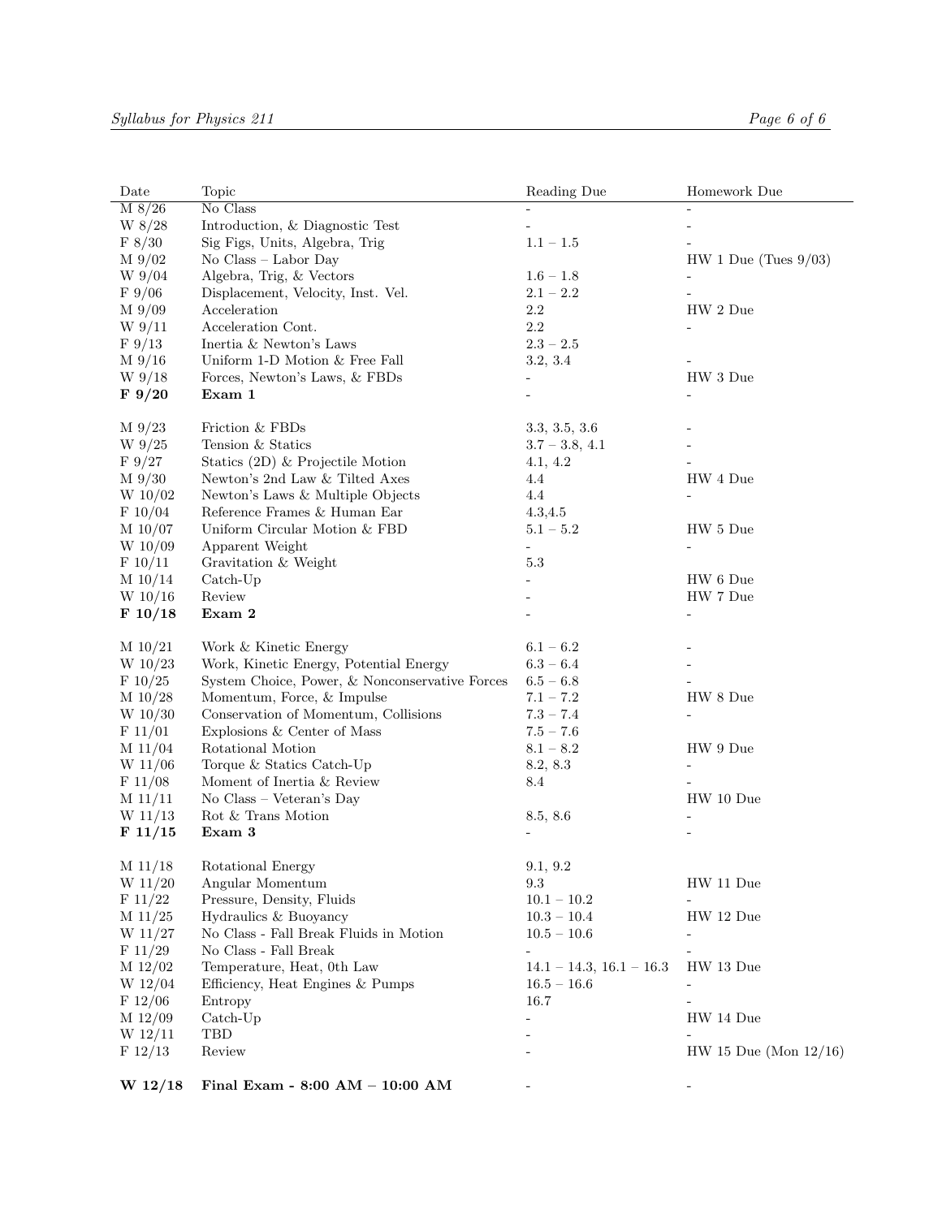| Date | Topic | Reading Due | Homework Due |
|---|---|---|---|
| M 8/26 | No Class | - | - |
| W 8/28 | Introduction, & Diagnostic Test | - | - |
| F 8/30 | Sig Figs, Units, Algebra, Trig | 1.1 – 1.5 | - |
| M 9/02 | No Class – Labor Day | | HW 1 Due (Tues 9/03) |
| W 9/04 | Algebra, Trig, & Vectors | 1.6 – 1.8 | - |
| F 9/06 | Displacement, Velocity, Inst. Vel. | 2.1 – 2.2 | - |
| M 9/09 | Acceleration | 2.2 | HW 2 Due |
| W 9/11 | Acceleration Cont. | 2.2 | - |
| F 9/13 | Inertia & Newton's Laws | 2.3 – 2.5 | |
| M 9/16 | Uniform 1-D Motion & Free Fall | 3.2, 3.4 | - |
| W 9/18 | Forces, Newton's Laws, & FBDs | - | HW 3 Due |
| **F 9/20** | **Exam 1** | - | - |
| | | | |
| M 9/23 | Friction & FBDs | 3.3, 3.5, 3.6 | - |
| W 9/25 | Tension & Statics | 3.7 – 3.8, 4.1 | - |
| F 9/27 | Statics (2D) & Projectile Motion | 4.1, 4.2 | - |
| M 9/30 | Newton's 2nd Law & Tilted Axes | 4.4 | HW 4 Due |
| W 10/02 | Newton's Laws & Multiple Objects | 4.4 | - |
| F 10/04 | Reference Frames & Human Ear | 4.3,4.5 | |
| M 10/07 | Uniform Circular Motion & FBD | 5.1 – 5.2 | HW 5 Due |
| W 10/09 | Apparent Weight | - | - |
| F 10/11 | Gravitation & Weight | 5.3 | |
| M 10/14 | Catch-Up | - | HW 6 Due |
| W 10/16 | Review | - | HW 7 Due |
| **F 10/18** | **Exam 2** | - | - |
| | | | |
| M 10/21 | Work & Kinetic Energy | 6.1 – 6.2 | - |
| W 10/23 | Work, Kinetic Energy, Potential Energy | 6.3 – 6.4 | - |
| F 10/25 | System Choice, Power, & Nonconservative Forces | 6.5 – 6.8 | - |
| M 10/28 | Momentum, Force, & Impulse | 7.1 – 7.2 | HW 8 Due |
| W 10/30 | Conservation of Momentum, Collisions | 7.3 – 7.4 | - |
| F 11/01 | Explosions & Center of Mass | 7.5 – 7.6 | |
| M 11/04 | Rotational Motion | 8.1 – 8.2 | HW 9 Due |
| W 11/06 | Torque & Statics Catch-Up | 8.2, 8.3 | - |
| F 11/08 | Moment of Inertia & Review | 8.4 | - |
| M 11/11 | No Class – Veteran's Day | | HW 10 Due |
| W 11/13 | Rot & Trans Motion | 8.5, 8.6 | - |
| **F 11/15** | **Exam 3** | - | - |
| | | | |
| M 11/18 | Rotational Energy | 9.1, 9.2 | |
| W 11/20 | Angular Momentum | 9.3 | HW 11 Due |
| F 11/22 | Pressure, Density, Fluids | 10.1 – 10.2 | - |
| M 11/25 | Hydraulics & Buoyancy | 10.3 – 10.4 | HW 12 Due |
| W 11/27 | No Class - Fall Break Fluids in Motion | 10.5 – 10.6 | - |
| F 11/29 | No Class - Fall Break | - | - |
| M 12/02 | Temperature, Heat, 0th Law | 14.1 – 14.3, 16.1 – 16.3 | HW 13 Due |
| W 12/04 | Efficiency, Heat Engines & Pumps | 16.5 – 16.6 | - |
| F 12/06 | Entropy | 16.7 | - |
| M 12/09 | Catch-Up | - | HW 14 Due |
| W 12/11 | TBD | - | - |
| F 12/13 | Review | - | HW 15 Due (Mon 12/16) |
| | | | |
| **W 12/18** | **Final Exam - 8:00 AM – 10:00 AM** | - | - |